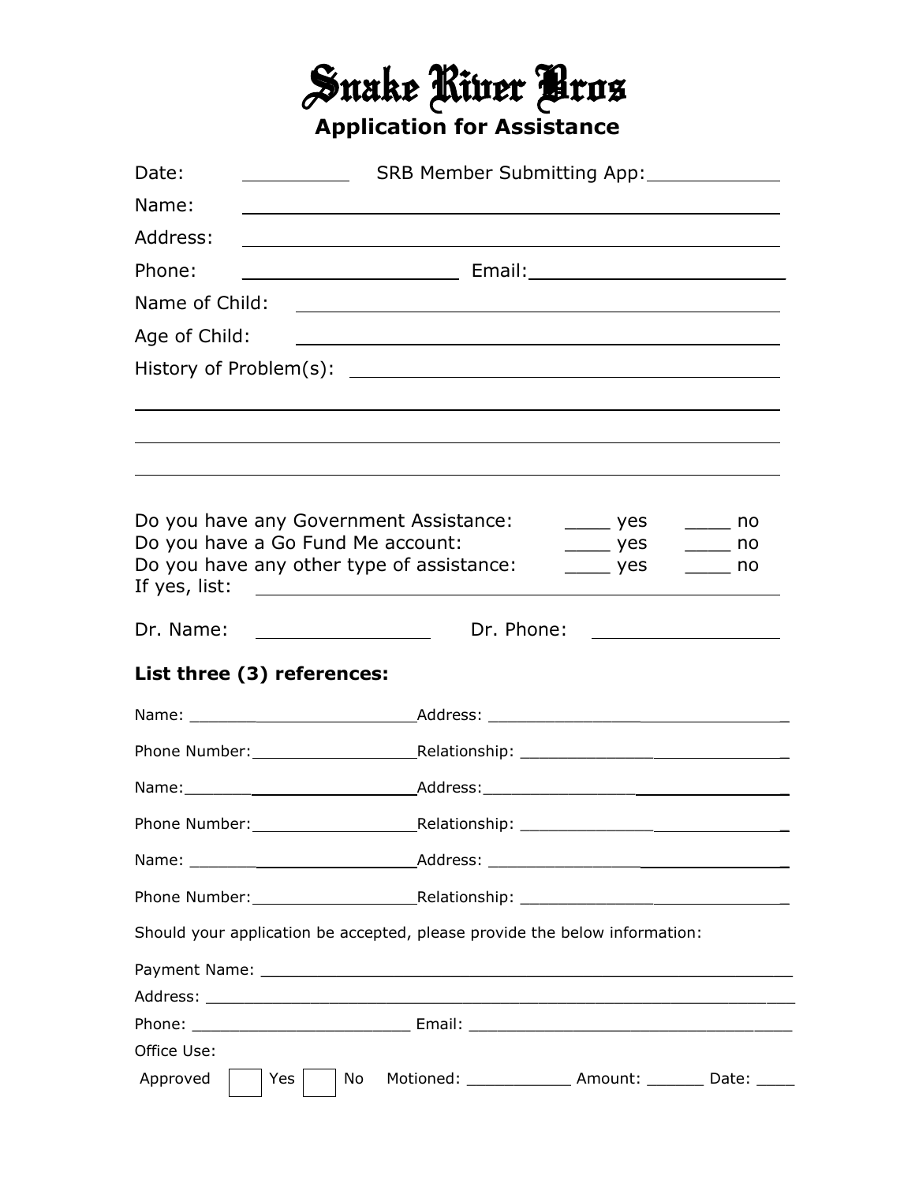# Snake River Bros

## Application for Assistance

Date: __________ SRB Member Submitting App: ____________

Name: ______________________________________________

Address: ______________________________________________

Phone: __________________ Email: ______________________

Name of Child: __________________________________________

Age of Child: __________________________________________

History of Problem(s): ____________________________________

______________________________________________________

______________________________________________________

______________________________________________________

Do you have any Government Assistance: ____ yes ____ no
Do you have a Go Fund Me account: ____ yes ____ no
Do you have any other type of assistance: ____ yes ____ no
If yes, list: ______________________________________________

Dr. Name: ______________ Dr. Phone: ________________

**List three (3) references:**

Name: __________________________ Address: ______________________________

Phone Number: __________________ Relationship: ___________________________

Name: __________________________ Address: ______________________________

Phone Number: __________________ Relationship: ___________________________

Name: __________________________ Address: ______________________________

Phone Number: __________________ Relationship: ___________________________

Should your application be accepted, please provide the below information:

Payment Name: ______________________________________________________

Address: ___________________________________________________________

Phone: ______________________ Email: ________________________________

Office Use:

Approved ☐ Yes ☐ No Motioned: ___________ Amount: ______ Date: ____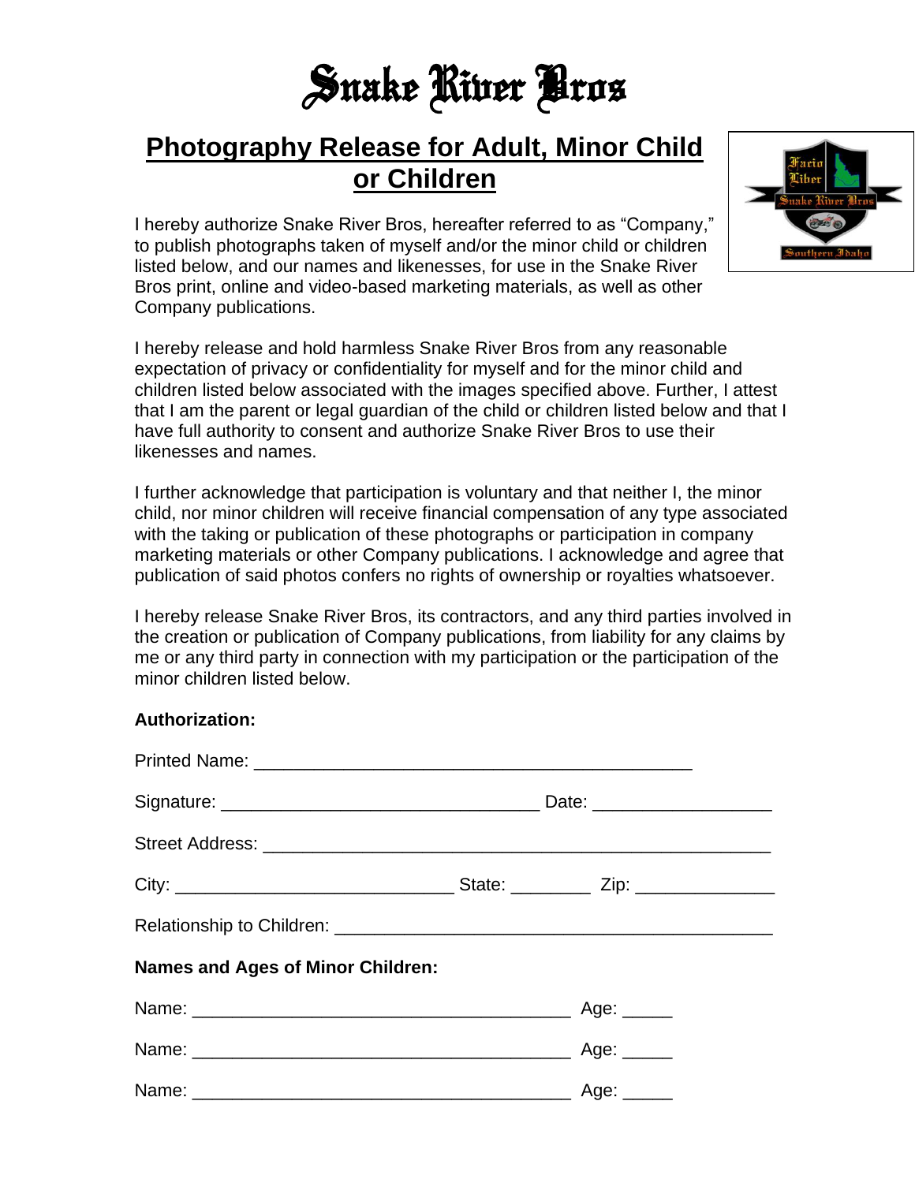# Snake River Bros

## Photography Release for Adult, Minor Child or Children

I hereby authorize Snake River Bros, hereafter referred to as “Company,” to publish photographs taken of myself and/or the minor child or children listed below, and our names and likenesses, for use in the Snake River Bros print, online and video-based marketing materials, as well as other Company publications.

I hereby release and hold harmless Snake River Bros from any reasonable expectation of privacy or confidentiality for myself and for the minor child and children listed below associated with the images specified above. Further, I attest that I am the parent or legal guardian of the child or children listed below and that I have full authority to consent and authorize Snake River Bros to use their likenesses and names.

I further acknowledge that participation is voluntary and that neither I, the minor child, nor minor children will receive financial compensation of any type associated with the taking or publication of these photographs or participation in company marketing materials or other Company publications. I acknowledge and agree that publication of said photos confers no rights of ownership or royalties whatsoever.

I hereby release Snake River Bros, its contractors, and any third parties involved in the creation or publication of Company publications, from liability for any claims by me or any third party in connection with my participation or the participation of the minor children listed below.

**Authorization:**

Printed Name: _____________________________________________

Signature: ________________________________ Date: __________________

Street Address: ____________________________________________________

City: ____________________________ State: ________ Zip: ______________

Relationship to Children: ____________________________________________

**Names and Ages of Minor Children:**

Name: ______________________________________ Age: _____

Name: ______________________________________ Age: _____

Name: ______________________________________ Age: _____